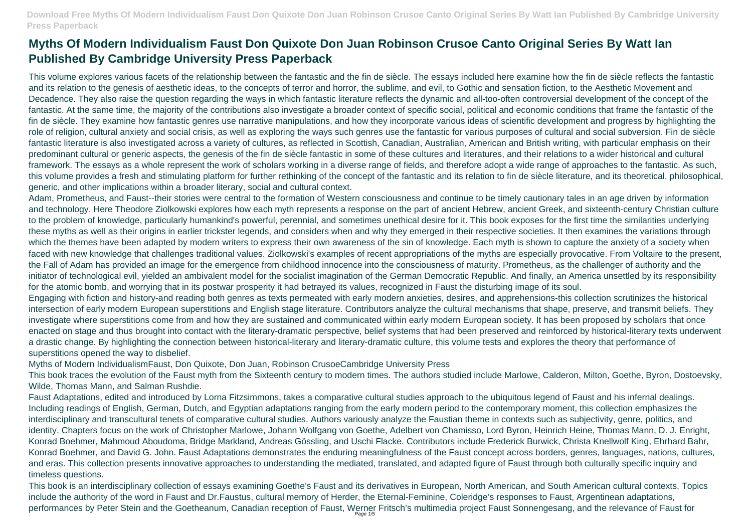# Myths Of Modern Individualism Faust Don Quixote Don Juan Robinson Crusoe Canto Original Series By Watt Ian Published By Cambridge University Press Paperback

This volume explores various facets of the relationship between the fantastic and the fin de siècle. The essays included here examine how the fin de siècle reflects the fantastic and its relation to the genesis of aesthetic ideas, to the concepts of terror and horror, the sublime, and evil, to Gothic and sensation fiction, to the Aesthetic Movement and Decadence. They also raise the question regarding the ways in which fantastic literature reflects the dynamic and all-too-often controversial development of the concept of the fantastic. At the same time, the majority of the contributions also investigate a broader context of specific social, political and economic conditions that frame the fantastic of the fin de siècle. They examine how fantastic genres use narrative manipulations, and how they incorporate various ideas of scientific development and progress by highlighting the role of religion, cultural anxiety and social crisis, as well as exploring the ways such genres use the fantastic for various purposes of cultural and social subversion. Fin de siècle fantastic literature is also investigated across a variety of cultures, as reflected in Scottish, Canadian, Australian, American and British writing, with particular emphasis on their predominant cultural or generic aspects, the genesis of the fin de siècle fantastic in some of these cultures and literatures, and their relations to a wider historical and cultural framework. The essays as a whole represent the work of scholars working in a diverse range of fields, and therefore adopt a wide range of approaches to the fantastic. As such, this volume provides a fresh and stimulating platform for further rethinking of the concept of the fantastic and its relation to fin de siècle literature, and its theoretical, philosophical, generic, and other implications within a broader literary, social and cultural context.

Adam, Prometheus, and Faust--their stories were central to the formation of Western consciousness and continue to be timely cautionary tales in an age driven by information and technology. Here Theodore Ziolkowski explores how each myth represents a response on the part of ancient Hebrew, ancient Greek, and sixteenth-century Christian culture to the problem of knowledge, particularly humankind's powerful, perennial, and sometimes unethical desire for it. This book exposes for the first time the similarities underlying these myths as well as their origins in earlier trickster legends, and considers when and why they emerged in their respective societies. It then examines the variations through which the themes have been adapted by modern writers to express their own awareness of the sin of knowledge. Each myth is shown to capture the anxiety of a society when faced with new knowledge that challenges traditional values. Ziolkowski's examples of recent appropriations of the myths are especially provocative. From Voltaire to the present, the Fall of Adam has provided an image for the emergence from childhood innocence into the consciousness of maturity. Prometheus, as the challenger of authority and the initiator of technological evil, yielded an ambivalent model for the socialist imagination of the German Democratic Republic. And finally, an America unsettled by its responsibility for the atomic bomb, and worrying that in its postwar prosperity it had betrayed its values, recognized in Faust the disturbing image of its soul.

Engaging with fiction and history-and reading both genres as texts permeated with early modern anxieties, desires, and apprehensions-this collection scrutinizes the historical intersection of early modern European superstitions and English stage literature. Contributors analyze the cultural mechanisms that shape, preserve, and transmit beliefs. They investigate where superstitions come from and how they are sustained and communicated within early modern European society. It has been proposed by scholars that once enacted on stage and thus brought into contact with the literary-dramatic perspective, belief systems that had been preserved and reinforced by historical-literary texts underwent a drastic change. By highlighting the connection between historical-literary and literary-dramatic culture, this volume tests and explores the theory that performance of superstitions opened the way to disbelief.

Myths of Modern IndividualismFaust, Don Quixote, Don Juan, Robinson CrusoeCambridge University Press

This book traces the evolution of the Faust myth from the Sixteenth century to modern times. The authors studied include Marlowe, Calderon, Milton, Goethe, Byron, Dostoevsky, Wilde, Thomas Mann, and Salman Rushdie.

Faust Adaptations, edited and introduced by Lorna Fitzsimmons, takes a comparative cultural studies approach to the ubiquitous legend of Faust and his infernal dealings. Including readings of English, German, Dutch, and Egyptian adaptations ranging from the early modern period to the contemporary moment, this collection emphasizes the interdisciplinary and transcultural tenets of comparative cultural studies. Authors variously analyze the Faustian theme in contexts such as subjectivity, genre, politics, and identity. Chapters focus on the work of Christopher Marlowe, Johann Wolfgang von Goethe, Adelbert von Chamisso, Lord Byron, Heinrich Heine, Thomas Mann, D. J. Enright, Konrad Boehmer, Mahmoud Aboudoma, Bridge Markland, Andreas Gössling, and Uschi Flacke. Contributors include Frederick Burwick, Christa Knellwolf King, Ehrhard Bahr, Konrad Boehmer, and David G. John. Faust Adaptations demonstrates the enduring meaningfulness of the Faust concept across borders, genres, languages, nations, cultures, and eras. This collection presents innovative approaches to understanding the mediated, translated, and adapted figure of Faust through both culturally specific inquiry and timeless questions.

This book is an interdisciplinary collection of essays examining Goethe's Faust and its derivatives in European, North American, and South American cultural contexts. Topics include the authority of the word in Faust and Dr.Faustus, cultural memory of Herder, the Eternal-Feminine, Coleridge's responses to Faust, Argentinean adaptations, performances by Peter Stein and the Goetheanum, Canadian reception of Faust, Werner Fritsch's multimedia project Faust Sonnengesang, and the relevance of Faust for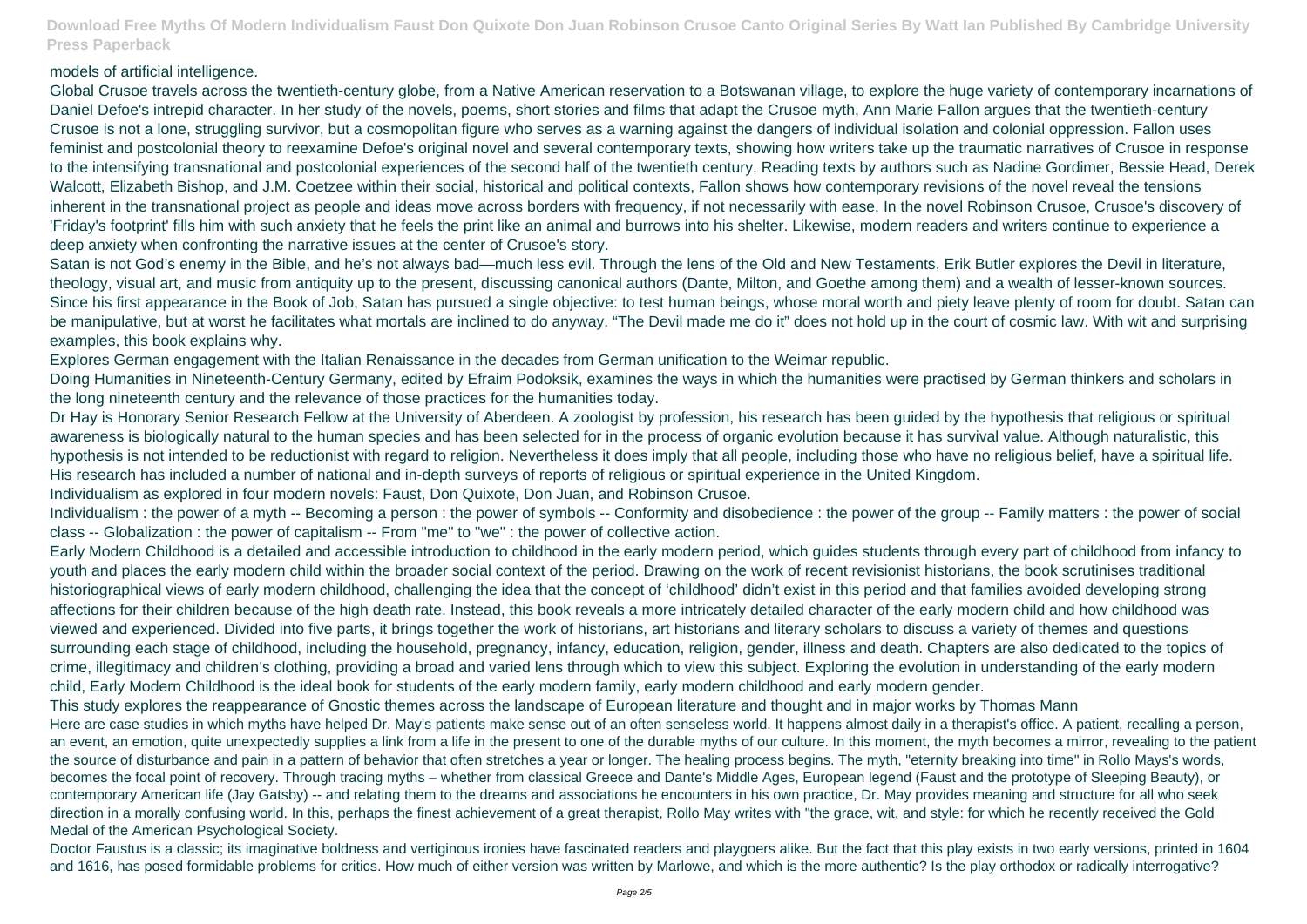models of artificial intelligence.

Global Crusoe travels across the twentieth-century globe, from a Native American reservation to a Botswanan village, to explore the huge variety of contemporary incarnations of Daniel Defoe's intrepid character. In her study of the novels, poems, short stories and films that adapt the Crusoe myth, Ann Marie Fallon argues that the twentieth-century Crusoe is not a lone, struggling survivor, but a cosmopolitan figure who serves as a warning against the dangers of individual isolation and colonial oppression. Fallon uses feminist and postcolonial theory to reexamine Defoe's original novel and several contemporary texts, showing how writers take up the traumatic narratives of Crusoe in response to the intensifying transnational and postcolonial experiences of the second half of the twentieth century. Reading texts by authors such as Nadine Gordimer, Bessie Head, Derek Walcott, Elizabeth Bishop, and J.M. Coetzee within their social, historical and political contexts, Fallon shows how contemporary revisions of the novel reveal the tensions inherent in the transnational project as people and ideas move across borders with frequency, if not necessarily with ease. In the novel Robinson Crusoe, Crusoe's discovery of 'Friday's footprint' fills him with such anxiety that he feels the print like an animal and burrows into his shelter. Likewise, modern readers and writers continue to experience a deep anxiety when confronting the narrative issues at the center of Crusoe's story.

Satan is not God's enemy in the Bible, and he's not always bad—much less evil. Through the lens of the Old and New Testaments, Erik Butler explores the Devil in literature, theology, visual art, and music from antiquity up to the present, discussing canonical authors (Dante, Milton, and Goethe among them) and a wealth of lesser-known sources. Since his first appearance in the Book of Job, Satan has pursued a single objective: to test human beings, whose moral worth and piety leave plenty of room for doubt. Satan can be manipulative, but at worst he facilitates what mortals are inclined to do anyway. "The Devil made me do it" does not hold up in the court of cosmic law. With wit and surprising examples, this book explains why.

Explores German engagement with the Italian Renaissance in the decades from German unification to the Weimar republic.

Doing Humanities in Nineteenth-Century Germany, edited by Efraim Podoksik, examines the ways in which the humanities were practised by German thinkers and scholars in the long nineteenth century and the relevance of those practices for the humanities today.

Dr Hay is Honorary Senior Research Fellow at the University of Aberdeen. A zoologist by profession, his research has been guided by the hypothesis that religious or spiritual awareness is biologically natural to the human species and has been selected for in the process of organic evolution because it has survival value. Although naturalistic, this hypothesis is not intended to be reductionist with regard to religion. Nevertheless it does imply that all people, including those who have no religious belief, have a spiritual life. His research has included a number of national and in-depth surveys of reports of religious or spiritual experience in the United Kingdom.

Individualism as explored in four modern novels: Faust, Don Quixote, Don Juan, and Robinson Crusoe.

Individualism : the power of a myth -- Becoming a person : the power of symbols -- Conformity and disobedience : the power of the group -- Family matters : the power of social class -- Globalization : the power of capitalism -- From "me" to "we" : the power of collective action.

Early Modern Childhood is a detailed and accessible introduction to childhood in the early modern period, which guides students through every part of childhood from infancy to youth and places the early modern child within the broader social context of the period. Drawing on the work of recent revisionist historians, the book scrutinises traditional historiographical views of early modern childhood, challenging the idea that the concept of 'childhood' didn't exist in this period and that families avoided developing strong affections for their children because of the high death rate. Instead, this book reveals a more intricately detailed character of the early modern child and how childhood was viewed and experienced. Divided into five parts, it brings together the work of historians, art historians and literary scholars to discuss a variety of themes and questions surrounding each stage of childhood, including the household, pregnancy, infancy, education, religion, gender, illness and death. Chapters are also dedicated to the topics of crime, illegitimacy and children's clothing, providing a broad and varied lens through which to view this subject. Exploring the evolution in understanding of the early modern child, Early Modern Childhood is the ideal book for students of the early modern family, early modern childhood and early modern gender.

This study explores the reappearance of Gnostic themes across the landscape of European literature and thought and in major works by Thomas Mann

Here are case studies in which myths have helped Dr. May's patients make sense out of an often senseless world. It happens almost daily in a therapist's office. A patient, recalling a person, an event, an emotion, quite unexpectedly supplies a link from a life in the present to one of the durable myths of our culture. In this moment, the myth becomes a mirror, revealing to the patient the source of disturbance and pain in a pattern of behavior that often stretches a year or longer. The healing process begins. The myth, "eternity breaking into time" in Rollo Mays's words, becomes the focal point of recovery. Through tracing myths – whether from classical Greece and Dante's Middle Ages, European legend (Faust and the prototype of Sleeping Beauty), or contemporary American life (Jay Gatsby) -- and relating them to the dreams and associations he encounters in his own practice, Dr. May provides meaning and structure for all who seek direction in a morally confusing world. In this, perhaps the finest achievement of a great therapist, Rollo May writes with "the grace, wit, and style: for which he recently received the Gold Medal of the American Psychological Society.

Doctor Faustus is a classic; its imaginative boldness and vertiginous ironies have fascinated readers and playgoers alike. But the fact that this play exists in two early versions, printed in 1604 and 1616, has posed formidable problems for critics. How much of either version was written by Marlowe, and which is the more authentic? Is the play orthodox or radically interrogative?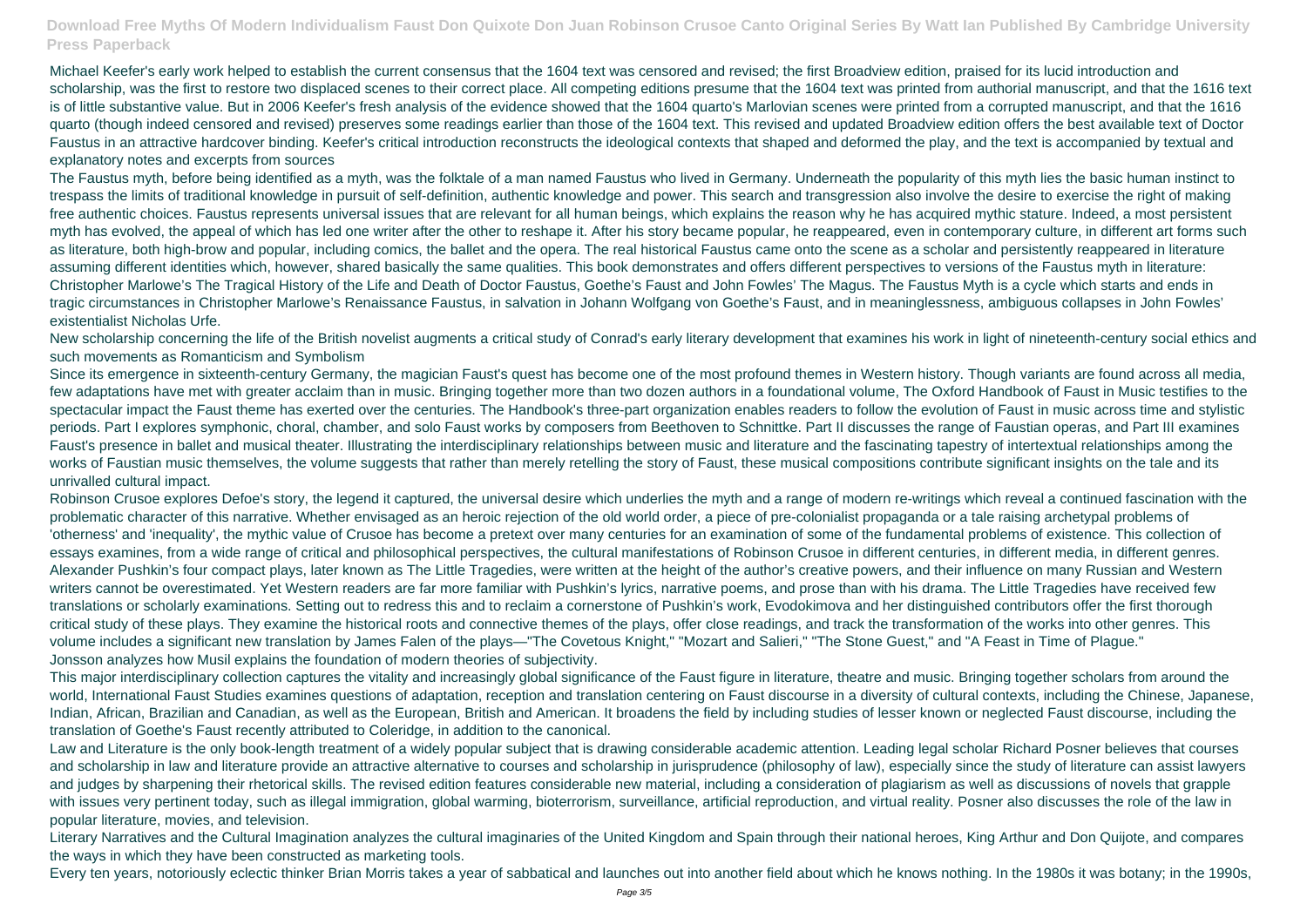Michael Keefer's early work helped to establish the current consensus that the 1604 text was censored and revised; the first Broadview edition, praised for its lucid introduction and scholarship, was the first to restore two displaced scenes to their correct place. All competing editions presume that the 1604 text was printed from authorial manuscript, and that the 1616 text is of little substantive value. But in 2006 Keefer's fresh analysis of the evidence showed that the 1604 quarto's Marlovian scenes were printed from a corrupted manuscript, and that the 1616 quarto (though indeed censored and revised) preserves some readings earlier than those of the 1604 text. This revised and updated Broadview edition offers the best available text of Doctor Faustus in an attractive hardcover binding. Keefer's critical introduction reconstructs the ideological contexts that shaped and deformed the play, and the text is accompanied by textual and explanatory notes and excerpts from sources

The Faustus myth, before being identified as a myth, was the folktale of a man named Faustus who lived in Germany. Underneath the popularity of this myth lies the basic human instinct to trespass the limits of traditional knowledge in pursuit of self-definition, authentic knowledge and power. This search and transgression also involve the desire to exercise the right of making free authentic choices. Faustus represents universal issues that are relevant for all human beings, which explains the reason why he has acquired mythic stature. Indeed, a most persistent myth has evolved, the appeal of which has led one writer after the other to reshape it. After his story became popular, he reappeared, even in contemporary culture, in different art forms such as literature, both high-brow and popular, including comics, the ballet and the opera. The real historical Faustus came onto the scene as a scholar and persistently reappeared in literature assuming different identities which, however, shared basically the same qualities. This book demonstrates and offers different perspectives to versions of the Faustus myth in literature: Christopher Marlowe's The Tragical History of the Life and Death of Doctor Faustus, Goethe's Faust and John Fowles' The Magus. The Faustus Myth is a cycle which starts and ends in tragic circumstances in Christopher Marlowe's Renaissance Faustus, in salvation in Johann Wolfgang von Goethe's Faust, and in meaninglessness, ambiguous collapses in John Fowles' existentialist Nicholas Urfe.

New scholarship concerning the life of the British novelist augments a critical study of Conrad's early literary development that examines his work in light of nineteenth-century social ethics and such movements as Romanticism and Symbolism

Since its emergence in sixteenth-century Germany, the magician Faust's quest has become one of the most profound themes in Western history. Though variants are found across all media, few adaptations have met with greater acclaim than in music. Bringing together more than two dozen authors in a foundational volume, The Oxford Handbook of Faust in Music testifies to the spectacular impact the Faust theme has exerted over the centuries. The Handbook's three-part organization enables readers to follow the evolution of Faust in music across time and stylistic periods. Part I explores symphonic, choral, chamber, and solo Faust works by composers from Beethoven to Schnittke. Part II discusses the range of Faustian operas, and Part III examines Faust's presence in ballet and musical theater. Illustrating the interdisciplinary relationships between music and literature and the fascinating tapestry of intertextual relationships among the works of Faustian music themselves, the volume suggests that rather than merely retelling the story of Faust, these musical compositions contribute significant insights on the tale and its unrivalled cultural impact.

Robinson Crusoe explores Defoe's story, the legend it captured, the universal desire which underlies the myth and a range of modern re-writings which reveal a continued fascination with the problematic character of this narrative. Whether envisaged as an heroic rejection of the old world order, a piece of pre-colonialist propaganda or a tale raising archetypal problems of 'otherness' and 'inequality', the mythic value of Crusoe has become a pretext over many centuries for an examination of some of the fundamental problems of existence. This collection of essays examines, from a wide range of critical and philosophical perspectives, the cultural manifestations of Robinson Crusoe in different centuries, in different media, in different genres.

Alexander Pushkin's four compact plays, later known as The Little Tragedies, were written at the height of the author's creative powers, and their influence on many Russian and Western writers cannot be overestimated. Yet Western readers are far more familiar with Pushkin's lyrics, narrative poems, and prose than with his drama. The Little Tragedies have received few translations or scholarly examinations. Setting out to redress this and to reclaim a cornerstone of Pushkin's work, Evodokimova and her distinguished contributors offer the first thorough critical study of these plays. They examine the historical roots and connective themes of the plays, offer close readings, and track the transformation of the works into other genres. This volume includes a significant new translation by James Falen of the plays—"The Covetous Knight," "Mozart and Salieri," "The Stone Guest," and "A Feast in Time of Plague."

Jonsson analyzes how Musil explains the foundation of modern theories of subjectivity.

This major interdisciplinary collection captures the vitality and increasingly global significance of the Faust figure in literature, theatre and music. Bringing together scholars from around the world, International Faust Studies examines questions of adaptation, reception and translation centering on Faust discourse in a diversity of cultural contexts, including the Chinese, Japanese, Indian, African, Brazilian and Canadian, as well as the European, British and American. It broadens the field by including studies of lesser known or neglected Faust discourse, including the translation of Goethe's Faust recently attributed to Coleridge, in addition to the canonical.

Law and Literature is the only book-length treatment of a widely popular subject that is drawing considerable academic attention. Leading legal scholar Richard Posner believes that courses and scholarship in law and literature provide an attractive alternative to courses and scholarship in jurisprudence (philosophy of law), especially since the study of literature can assist lawyers and judges by sharpening their rhetorical skills. The revised edition features considerable new material, including a consideration of plagiarism as well as discussions of novels that grapple with issues very pertinent today, such as illegal immigration, global warming, bioterrorism, surveillance, artificial reproduction, and virtual reality. Posner also discusses the role of the law in popular literature, movies, and television.

Literary Narratives and the Cultural Imagination analyzes the cultural imaginaries of the United Kingdom and Spain through their national heroes, King Arthur and Don Quijote, and compares the ways in which they have been constructed as marketing tools.

Every ten years, notoriously eclectic thinker Brian Morris takes a year of sabbatical and launches out into another field about which he knows nothing. In the 1980s it was botany; in the 1990s,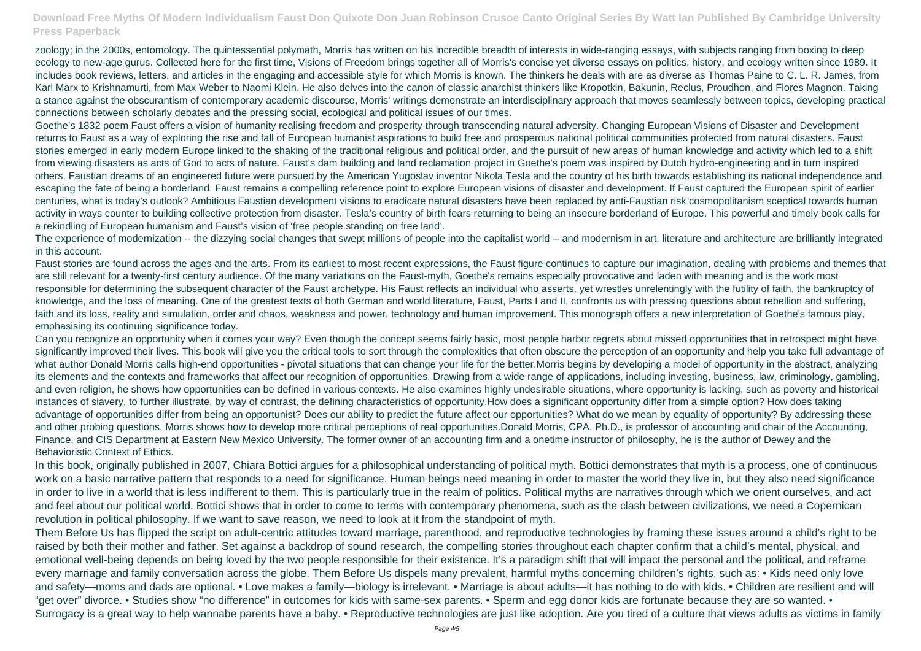zoology; in the 2000s, entomology. The quintessential polymath, Morris has written on his incredible breadth of interests in wide-ranging essays, with subjects ranging from boxing to deep ecology to new-age gurus. Collected here for the first time, Visions of Freedom brings together all of Morris's concise yet diverse essays on politics, history, and ecology written since 1989. It includes book reviews, letters, and articles in the engaging and accessible style for which Morris is known. The thinkers he deals with are as diverse as Thomas Paine to C. L. R. James, from Karl Marx to Krishnamurti, from Max Weber to Naomi Klein. He also delves into the canon of classic anarchist thinkers like Kropotkin, Bakunin, Reclus, Proudhon, and Flores Magnon. Taking a stance against the obscurantism of contemporary academic discourse, Morris' writings demonstrate an interdisciplinary approach that moves seamlessly between topics, developing practical connections between scholarly debates and the pressing social, ecological and political issues of our times.

Goethe's 1832 poem Faust offers a vision of humanity realising freedom and prosperity through transcending natural adversity. Changing European Visions of Disaster and Development returns to Faust as a way of exploring the rise and fall of European humanist aspirations to build free and prosperous national political communities protected from natural disasters. Faust stories emerged in early modern Europe linked to the shaking of the traditional religious and political order, and the pursuit of new areas of human knowledge and activity which led to a shift from viewing disasters as acts of God to acts of nature. Faust's dam building and land reclamation project in Goethe's poem was inspired by Dutch hydro-engineering and in turn inspired others. Faustian dreams of an engineered future were pursued by the American Yugoslav inventor Nikola Tesla and the country of his birth towards establishing its national independence and escaping the fate of being a borderland. Faust remains a compelling reference point to explore European visions of disaster and development. If Faust captured the European spirit of earlier centuries, what is today's outlook? Ambitious Faustian development visions to eradicate natural disasters have been replaced by anti-Faustian risk cosmopolitanism sceptical towards human activity in ways counter to building collective protection from disaster. Tesla's country of birth fears returning to being an insecure borderland of Europe. This powerful and timely book calls for a rekindling of European humanism and Faust's vision of 'free people standing on free land'.

The experience of modernization -- the dizzying social changes that swept millions of people into the capitalist world -- and modernism in art, literature and architecture are brilliantly integrated in this account.

Faust stories are found across the ages and the arts. From its earliest to most recent expressions, the Faust figure continues to capture our imagination, dealing with problems and themes that are still relevant for a twenty-first century audience. Of the many variations on the Faust-myth, Goethe's remains especially provocative and laden with meaning and is the work most responsible for determining the subsequent character of the Faust archetype. His Faust reflects an individual who asserts, yet wrestles unrelentingly with the futility of faith, the bankruptcy of knowledge, and the loss of meaning. One of the greatest texts of both German and world literature, Faust, Parts I and II, confronts us with pressing questions about rebellion and suffering, faith and its loss, reality and simulation, order and chaos, weakness and power, technology and human improvement. This monograph offers a new interpretation of Goethe's famous play, emphasising its continuing significance today.

Can you recognize an opportunity when it comes your way? Even though the concept seems fairly basic, most people harbor regrets about missed opportunities that in retrospect might have significantly improved their lives. This book will give you the critical tools to sort through the complexities that often obscure the perception of an opportunity and help you take full advantage of what author Donald Morris calls high-end opportunities - pivotal situations that can change your life for the better.Morris begins by developing a model of opportunity in the abstract, analyzing its elements and the contexts and frameworks that affect our recognition of opportunities. Drawing from a wide range of applications, including investing, business, law, criminology, gambling, and even religion, he shows how opportunities can be defined in various contexts. He also examines highly undesirable situations, where opportunity is lacking, such as poverty and historical instances of slavery, to further illustrate, by way of contrast, the defining characteristics of opportunity.How does a significant opportunity differ from a simple option? How does taking advantage of opportunities differ from being an opportunist? Does our ability to predict the future affect our opportunities? What do we mean by equality of opportunity? By addressing these and other probing questions, Morris shows how to develop more critical perceptions of real opportunities.Donald Morris, CPA, Ph.D., is professor of accounting and chair of the Accounting, Finance, and CIS Department at Eastern New Mexico University. The former owner of an accounting firm and a onetime instructor of philosophy, he is the author of Dewey and the Behavioristic Context of Ethics.

In this book, originally published in 2007, Chiara Bottici argues for a philosophical understanding of political myth. Bottici demonstrates that myth is a process, one of continuous work on a basic narrative pattern that responds to a need for significance. Human beings need meaning in order to master the world they live in, but they also need significance in order to live in a world that is less indifferent to them. This is particularly true in the realm of politics. Political myths are narratives through which we orient ourselves, and act and feel about our political world. Bottici shows that in order to come to terms with contemporary phenomena, such as the clash between civilizations, we need a Copernican revolution in political philosophy. If we want to save reason, we need to look at it from the standpoint of myth.

Them Before Us has flipped the script on adult-centric attitudes toward marriage, parenthood, and reproductive technologies by framing these issues around a child's right to be raised by both their mother and father. Set against a backdrop of sound research, the compelling stories throughout each chapter confirm that a child's mental, physical, and emotional well-being depends on being loved by the two people responsible for their existence. It's a paradigm shift that will impact the personal and the political, and reframe every marriage and family conversation across the globe. Them Before Us dispels many prevalent, harmful myths concerning children's rights, such as: • Kids need only love and safety—moms and dads are optional. • Love makes a family—biology is irrelevant. • Marriage is about adults—it has nothing to do with kids. • Children are resilient and will "get over" divorce. • Studies show "no difference" in outcomes for kids with same-sex parents. • Sperm and egg donor kids are fortunate because they are so wanted. • Surrogacy is a great way to help wannabe parents have a baby. • Reproductive technologies are just like adoption. Are you tired of a culture that views adults as victims in family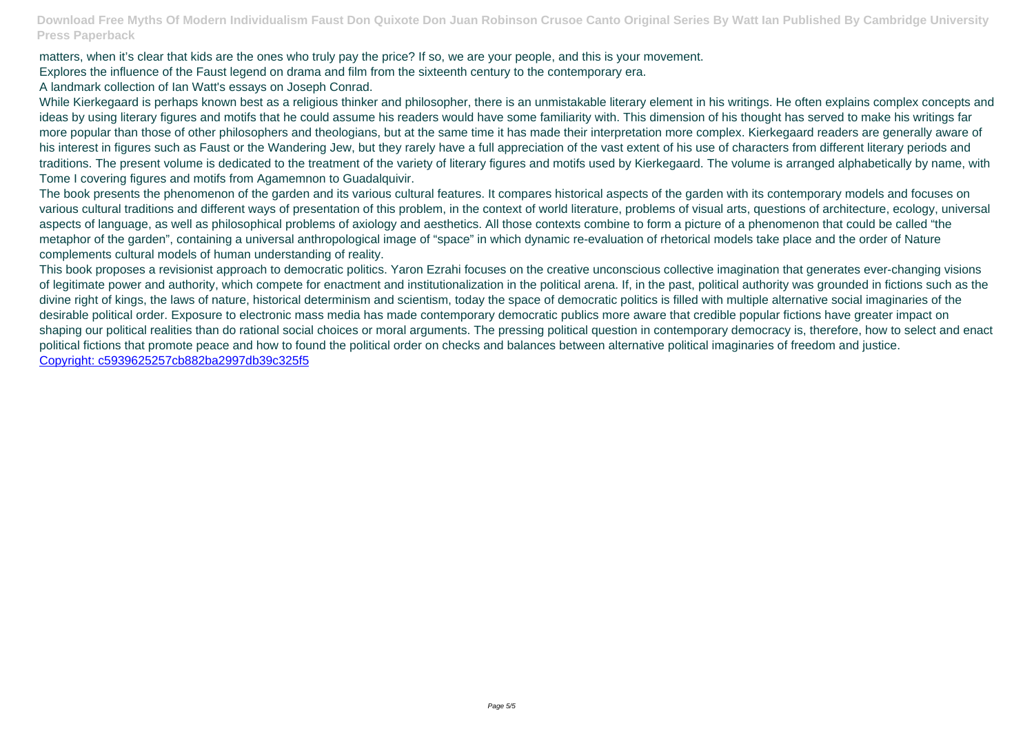matters, when it's clear that kids are the ones who truly pay the price? If so, we are your people, and this is your movement.

Explores the influence of the Faust legend on drama and film from the sixteenth century to the contemporary era.

A landmark collection of Ian Watt's essays on Joseph Conrad.

While Kierkegaard is perhaps known best as a religious thinker and philosopher, there is an unmistakable literary element in his writings. He often explains complex concepts and ideas by using literary figures and motifs that he could assume his readers would have some familiarity with. This dimension of his thought has served to make his writings far more popular than those of other philosophers and theologians, but at the same time it has made their interpretation more complex. Kierkegaard readers are generally aware of his interest in figures such as Faust or the Wandering Jew, but they rarely have a full appreciation of the vast extent of his use of characters from different literary periods and traditions. The present volume is dedicated to the treatment of the variety of literary figures and motifs used by Kierkegaard. The volume is arranged alphabetically by name, with Tome I covering figures and motifs from Agamemnon to Guadalquivir.

The book presents the phenomenon of the garden and its various cultural features. It compares historical aspects of the garden with its contemporary models and focuses on various cultural traditions and different ways of presentation of this problem, in the context of world literature, problems of visual arts, questions of architecture, ecology, universal aspects of language, as well as philosophical problems of axiology and aesthetics. All those contexts combine to form a picture of a phenomenon that could be called "the metaphor of the garden", containing a universal anthropological image of "space" in which dynamic re-evaluation of rhetorical models take place and the order of Nature complements cultural models of human understanding of reality.

This book proposes a revisionist approach to democratic politics. Yaron Ezrahi focuses on the creative unconscious collective imagination that generates ever-changing visions of legitimate power and authority, which compete for enactment and institutionalization in the political arena. If, in the past, political authority was grounded in fictions such as the divine right of kings, the laws of nature, historical determinism and scientism, today the space of democratic politics is filled with multiple alternative social imaginaries of the desirable political order. Exposure to electronic mass media has made contemporary democratic publics more aware that credible popular fictions have greater impact on shaping our political realities than do rational social choices or moral arguments. The pressing political question in contemporary democracy is, therefore, how to select and enact political fictions that promote peace and how to found the political order on checks and balances between alternative political imaginaries of freedom and justice.

Copyright: c5939625257cb882ba2997db39c325f5